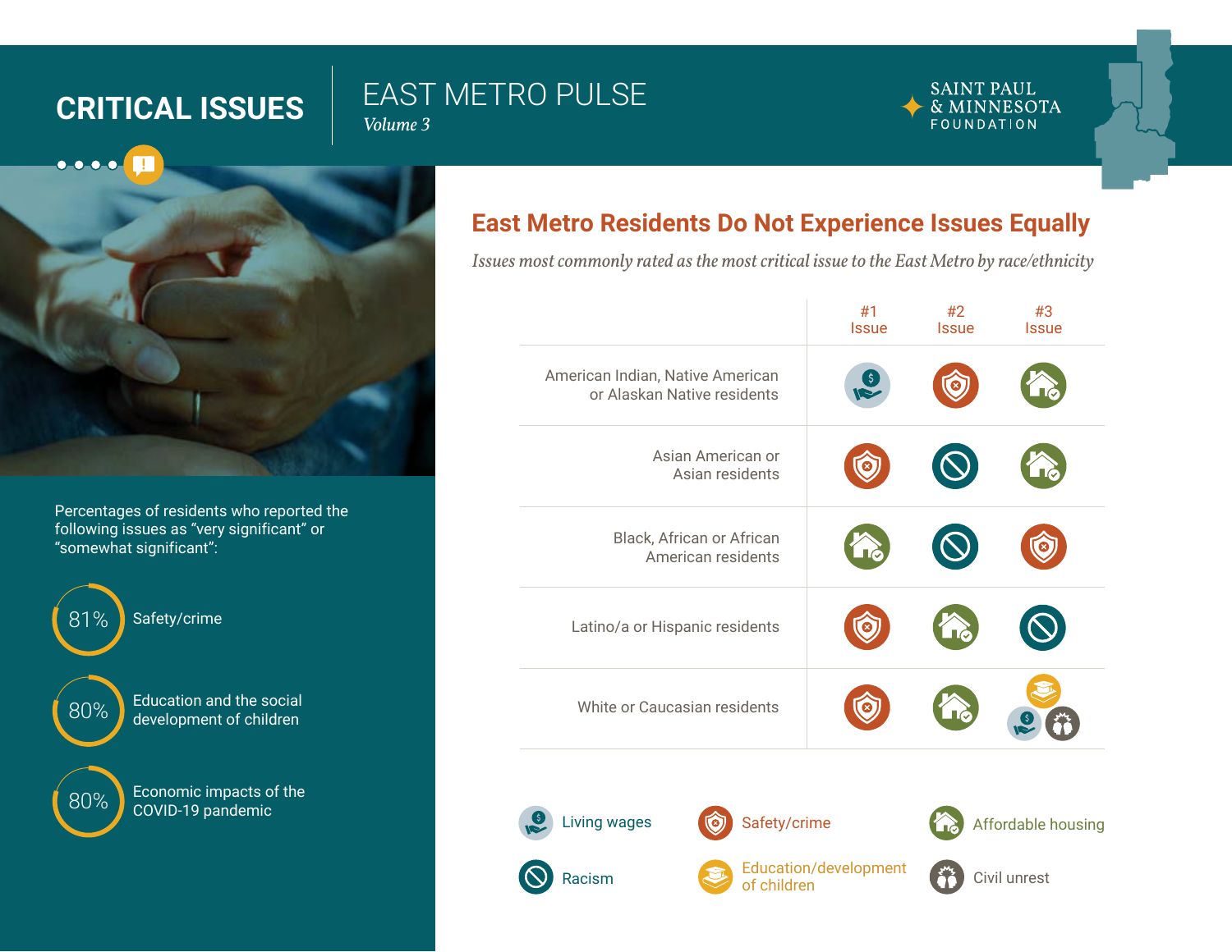# CRITICAL ISSUES

## EAST METRO PULSE

*Volume 3*

SAINT PAUL & MINNESOTA FOUNDATION

Percentages of residents who reported the following issues as "very significant" or "somewhat significant":

- 81% Safety/crime
- 80% Education and the social development of children
- 80% Economic impacts of the COVID-19 pandemic

## East Metro Residents Do Not Experience Issues Equally

*Issues most commonly rated as the most critical issue to the East Metro by race/ethnicity*

| | #1 Issue | #2 Issue | #3 Issue |
|---|---|---|---|
| American Indian, Native American or Alaskan Native residents | Living wages | Safety/crime | Affordable housing |
| Asian American or Asian residents | Safety/crime | Racism | Affordable housing |
| Black, African or African American residents | Affordable housing | Racism | Safety/crime |
| Latino/a or Hispanic residents | Safety/crime | Affordable housing | Racism |
| White or Caucasian residents | Safety/crime | Affordable housing | Education/development of children; Living wages; Civil unrest |

Legend: Living wages · Safety/crime · Affordable housing · Racism · Education/development of children · Civil unrest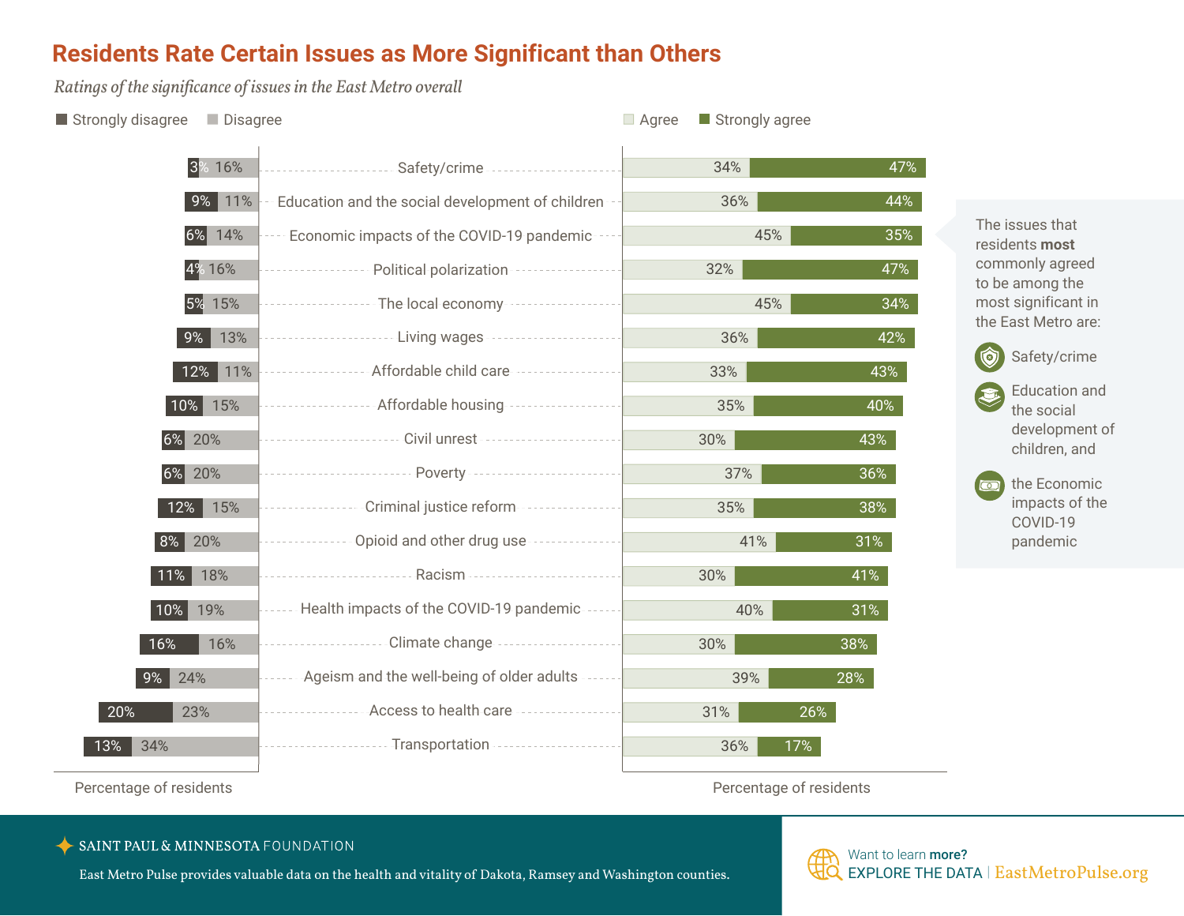# Residents Rate Certain Issues as More Significant than Others

*Ratings of the significance of issues in the East Metro overall*

Strongly disagree | Disagree

Agree | Strongly agree

Safety/crime: 3% 16% | 34% 47%

Education and the social development of children: 9% 11% | 36% 44%

Economic impacts of the COVID-19 pandemic: 6% 14% | 45% 35%

Political polarization: 4% 16% | 32% 47%

The local economy: 5% 15% | 45% 34%

Living wages: 9% 13% | 36% 42%

Affordable child care: 12% 11% | 33% 43%

Affordable housing: 10% 15% | 35% 40%

Civil unrest: 6% 20% | 30% 43%

Poverty: 6% 20% | 37% 36%

Criminal justice reform: 12% 15% | 35% 38%

Opioid and other drug use: 8% 20% | 41% 31%

Racism: 11% 18% | 30% 41%

Health impacts of the COVID-19 pandemic: 10% 19% | 40% 31%

Climate change: 16% 16% | 30% 38%

Ageism and the well-being of older adults: 9% 24% | 39% 28%

Access to health care: 20% 23% | 31% 26%

Transportation: 13% 34% | 36% 17%

Percentage of residents

Percentage of residents

The issues that residents **most** commonly agreed to be among the most significant in the East Metro are:

- Safety/crime
- Education and the social development of children, and
- the Economic impacts of the COVID-19 pandemic

SAINT PAUL & MINNESOTA FOUNDATION

East Metro Pulse provides valuable data on the health and vitality of Dakota, Ramsey and Washington counties.

Want to learn **more?**
EXPLORE THE DATA | EastMetroPulse.org